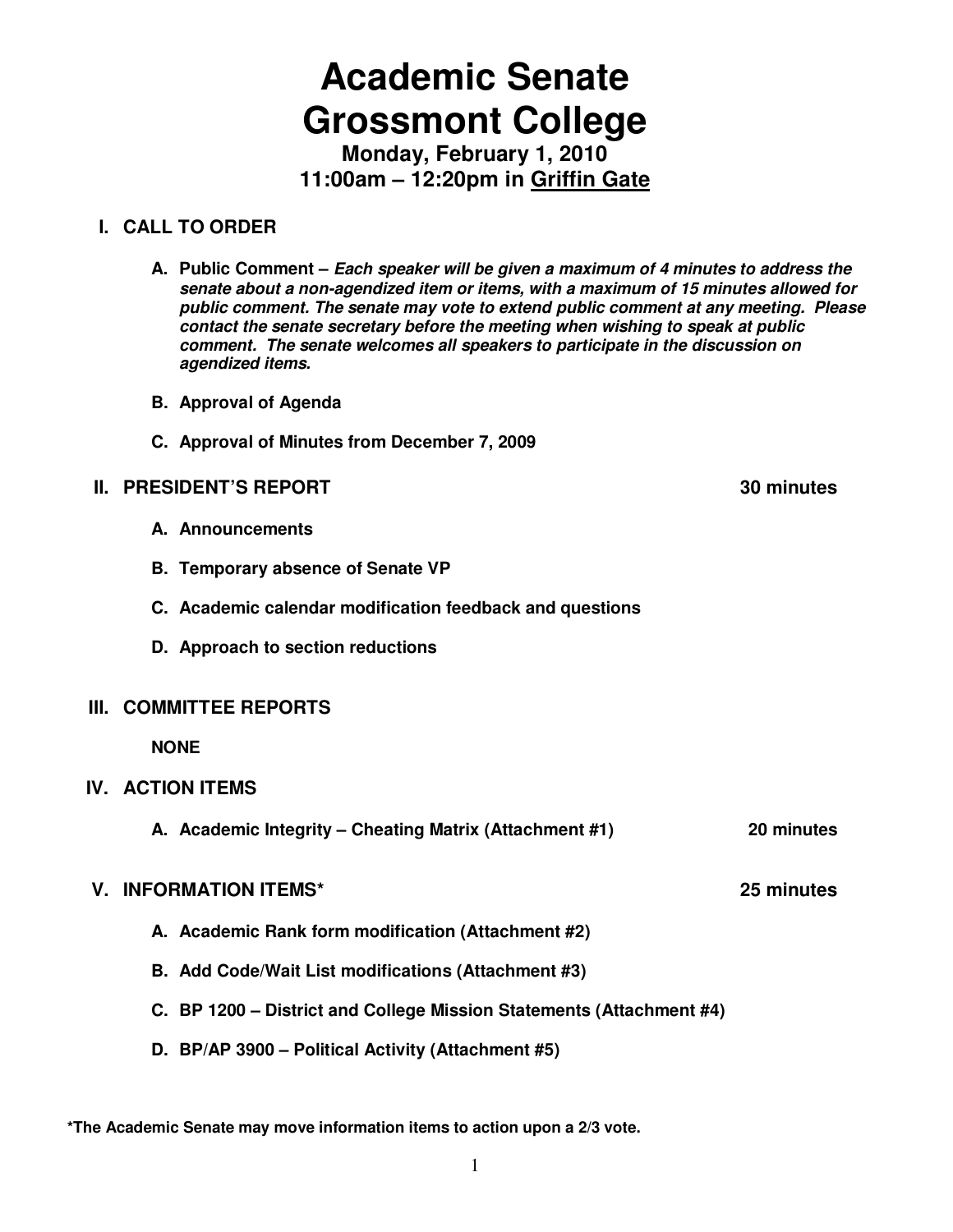# Academic Senate
# Grossmont College

**Monday, February 1, 2010**
**11:00am – 12:20pm in Griffin Gate**

## I. CALL TO ORDER

**A. Public Comment –** ***Each speaker will be given a maximum of 4 minutes to address the senate about a non-agendized item or items, with a maximum of 15 minutes allowed for public comment. The senate may vote to extend public comment at any meeting. Please contact the senate secretary before the meeting when wishing to speak at public comment. The senate welcomes all speakers to participate in the discussion on agendized items.***

**B. Approval of Agenda**

**C. Approval of Minutes from December 7, 2009**

## II. PRESIDENT'S REPORT — 30 minutes

**A. Announcements**

**B. Temporary absence of Senate VP**

**C. Academic calendar modification feedback and questions**

**D. Approach to section reductions**

## III. COMMITTEE REPORTS

**NONE**

## IV. ACTION ITEMS

**A. Academic Integrity – Cheating Matrix (Attachment #1)** — **20 minutes**

## V. INFORMATION ITEMS* — 25 minutes

**A. Academic Rank form modification (Attachment #2)**

**B. Add Code/Wait List modifications (Attachment #3)**

**C. BP 1200 – District and College Mission Statements (Attachment #4)**

**D. BP/AP 3900 – Political Activity (Attachment #5)**

**\*The Academic Senate may move information items to action upon a 2/3 vote.**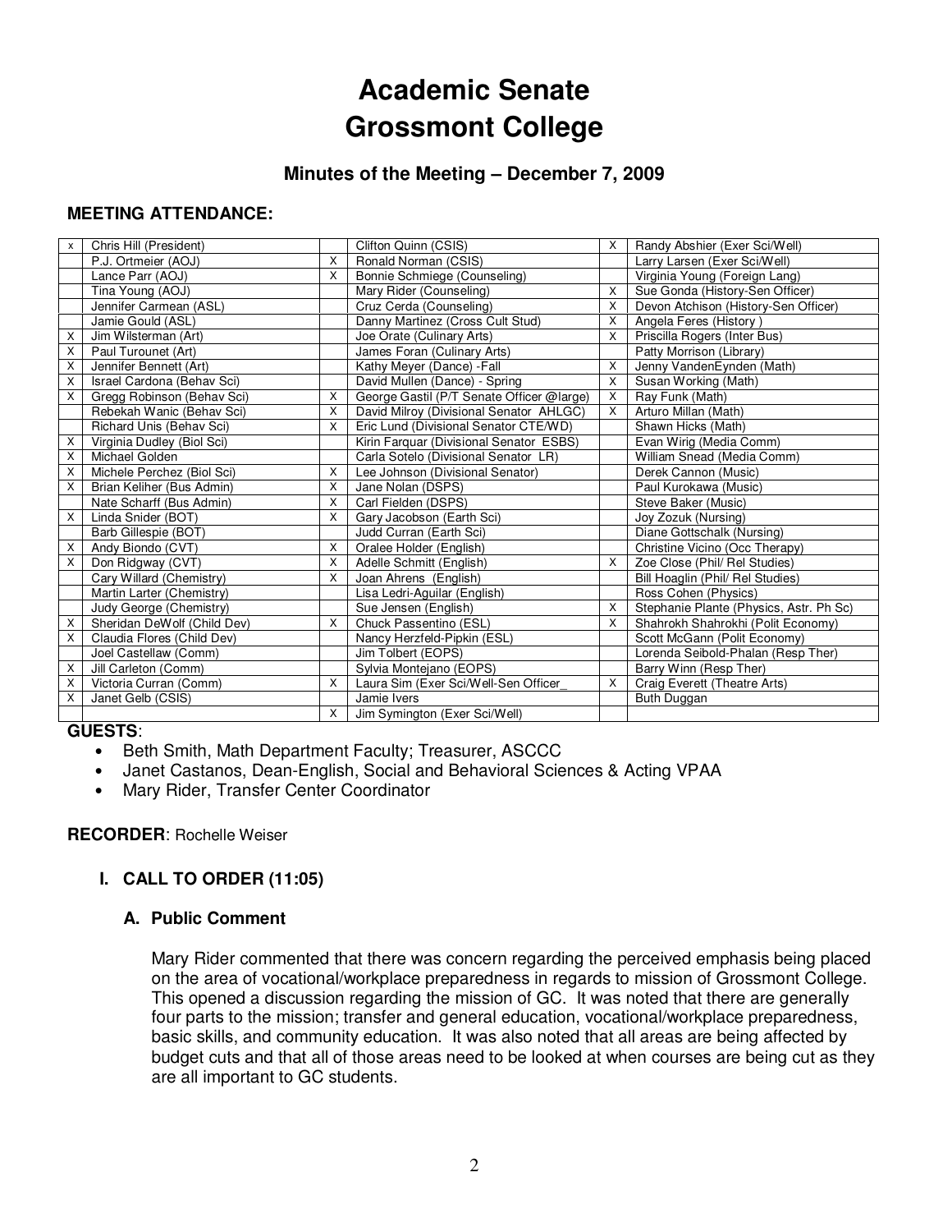# Academic Senate
# Grossmont College

### Minutes of the Meeting – December 7, 2009

**MEETING ATTENDANCE:**

| | | | | | |
|---|---|---|---|---|---|
| x | Chris Hill (President) | | Clifton Quinn (CSIS) | X | Randy Abshier (Exer Sci/Well) |
| | P.J. Ortmeier (AOJ) | X | Ronald Norman (CSIS) | | Larry Larsen (Exer Sci/Well) |
| | Lance Parr (AOJ) | X | Bonnie Schmiege (Counseling) | | Virginia Young (Foreign Lang) |
| | Tina Young (AOJ) | | Mary Rider (Counseling) | X | Sue Gonda (History-Sen Officer) |
| | Jennifer Carmean (ASL) | | Cruz Cerda (Counseling) | X | Devon Atchison (History-Sen Officer) |
| | Jamie Gould (ASL) | | Danny Martinez (Cross Cult Stud) | X | Angela Feres (History ) |
| X | Jim Wilsterman (Art) | | Joe Orate (Culinary Arts) | X | Priscilla Rogers (Inter Bus) |
| X | Paul Turounet (Art) | | James Foran (Culinary Arts) | | Patty Morrison (Library) |
| X | Jennifer Bennett (Art) | | Kathy Meyer (Dance) -Fall | X | Jenny VandenEynden (Math) |
| X | Israel Cardona (Behav Sci) | | David Mullen (Dance) - Spring | X | Susan Working (Math) |
| X | Gregg Robinson (Behav Sci) | X | George Gastil (P/T Senate Officer @large) | X | Ray Funk (Math) |
| | Rebekah Wanic (Behav Sci) | X | David Milroy (Divisional Senator AHLGC) | X | Arturo Millan (Math) |
| | Richard Unis (Behav Sci) | X | Eric Lund (Divisional Senator CTE/WD) | | Shawn Hicks (Math) |
| X | Virginia Dudley (Biol Sci) | | Kirin Farquar (Divisional Senator ESBS) | | Evan Wirig (Media Comm) |
| X | Michael Golden | | Carla Sotelo (Divisional Senator LR) | | William Snead (Media Comm) |
| X | Michele Perchez (Biol Sci) | X | Lee Johnson (Divisional Senator) | | Derek Cannon (Music) |
| X | Brian Keliher (Bus Admin) | X | Jane Nolan (DSPS) | | Paul Kurokawa (Music) |
| | Nate Scharff (Bus Admin) | X | Carl Fielden (DSPS) | | Steve Baker (Music) |
| X | Linda Snider (BOT) | X | Gary Jacobson (Earth Sci) | | Joy Zozuk (Nursing) |
| | Barb Gillespie (BOT) | | Judd Curran (Earth Sci) | | Diane Gottschalk (Nursing) |
| X | Andy Biondo (CVT) | X | Oralee Holder (English) | | Christine Vicino (Occ Therapy) |
| X | Don Ridgway (CVT) | X | Adelle Schmitt (English) | X | Zoe Close (Phil/ Rel Studies) |
| | Cary Willard (Chemistry) | X | Joan Ahrens (English) | | Bill Hoaglin (Phil/ Rel Studies) |
| | Martin Larter (Chemistry) | | Lisa Ledri-Aguilar (English) | | Ross Cohen (Physics) |
| | Judy George (Chemistry) | | Sue Jensen (English) | X | Stephanie Plante (Physics, Astr. Ph Sc) |
| X | Sheridan DeWolf (Child Dev) | X | Chuck Passentino (ESL) | X | Shahrokh Shahrokhi (Polit Economy) |
| X | Claudia Flores (Child Dev) | | Nancy Herzfeld-Pipkin (ESL) | | Scott McGann (Polit Economy) |
| | Joel Castellaw (Comm) | | Jim Tolbert (EOPS) | | Lorenda Seibold-Phalan (Resp Ther) |
| X | Jill Carleton (Comm) | | Sylvia Montejano (EOPS) | | Barry Winn (Resp Ther) |
| X | Victoria Curran (Comm) | X | Laura Sim (Exer Sci/Well-Sen Officer_ | X | Craig Everett (Theatre Arts) |
| X | Janet Gelb (CSIS) | | Jamie Ivers | | Buth Duggan |
| | | X | Jim Symington (Exer Sci/Well) | | |

**GUESTS**:

- Beth Smith, Math Department Faculty; Treasurer, ASCCC
- Janet Castanos, Dean-English, Social and Behavioral Sciences & Acting VPAA
- Mary Rider, Transfer Center Coordinator

**RECORDER**: Rochelle Weiser

## I. CALL TO ORDER (11:05)

### A. Public Comment

Mary Rider commented that there was concern regarding the perceived emphasis being placed on the area of vocational/workplace preparedness in regards to mission of Grossmont College. This opened a discussion regarding the mission of GC. It was noted that there are generally four parts to the mission; transfer and general education, vocational/workplace preparedness, basic skills, and community education. It was also noted that all areas are being affected by budget cuts and that all of those areas need to be looked at when courses are being cut as they are all important to GC students.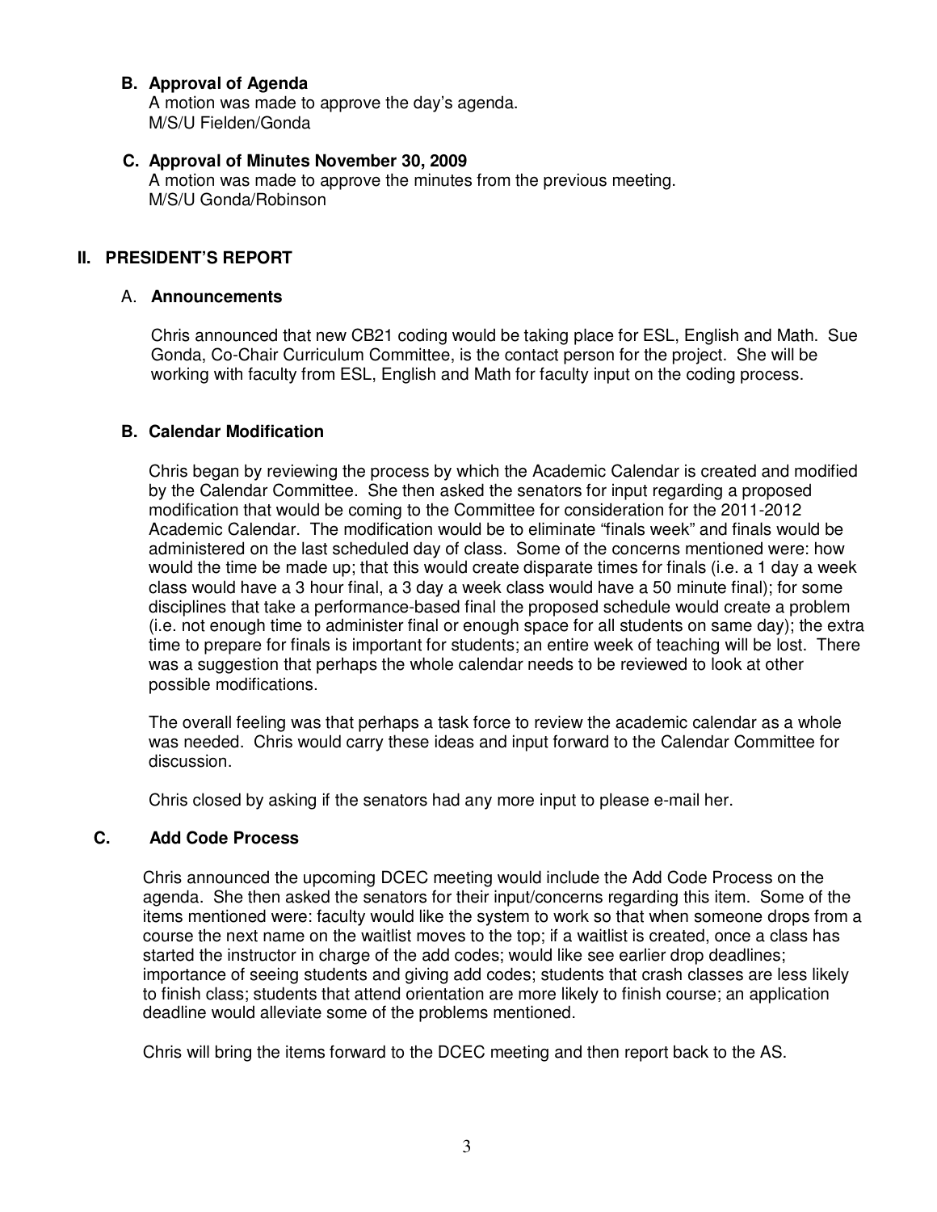### B. Approval of Agenda

A motion was made to approve the day's agenda.
M/S/U Fielden/Gonda

### C. Approval of Minutes November 30, 2009

A motion was made to approve the minutes from the previous meeting.
M/S/U Gonda/Robinson

## II. PRESIDENT'S REPORT

### A. Announcements

Chris announced that new CB21 coding would be taking place for ESL, English and Math. Sue Gonda, Co-Chair Curriculum Committee, is the contact person for the project. She will be working with faculty from ESL, English and Math for faculty input on the coding process.

### B. Calendar Modification

Chris began by reviewing the process by which the Academic Calendar is created and modified by the Calendar Committee. She then asked the senators for input regarding a proposed modification that would be coming to the Committee for consideration for the 2011-2012 Academic Calendar. The modification would be to eliminate "finals week" and finals would be administered on the last scheduled day of class. Some of the concerns mentioned were: how would the time be made up; that this would create disparate times for finals (i.e. a 1 day a week class would have a 3 hour final, a 3 day a week class would have a 50 minute final); for some disciplines that take a performance-based final the proposed schedule would create a problem (i.e. not enough time to administer final or enough space for all students on same day); the extra time to prepare for finals is important for students; an entire week of teaching will be lost. There was a suggestion that perhaps the whole calendar needs to be reviewed to look at other possible modifications.

The overall feeling was that perhaps a task force to review the academic calendar as a whole was needed. Chris would carry these ideas and input forward to the Calendar Committee for discussion.

Chris closed by asking if the senators had any more input to please e-mail her.

### C. Add Code Process

Chris announced the upcoming DCEC meeting would include the Add Code Process on the agenda. She then asked the senators for their input/concerns regarding this item. Some of the items mentioned were: faculty would like the system to work so that when someone drops from a course the next name on the waitlist moves to the top; if a waitlist is created, once a class has started the instructor in charge of the add codes; would like see earlier drop deadlines; importance of seeing students and giving add codes; students that crash classes are less likely to finish class; students that attend orientation are more likely to finish course; an application deadline would alleviate some of the problems mentioned.

Chris will bring the items forward to the DCEC meeting and then report back to the AS.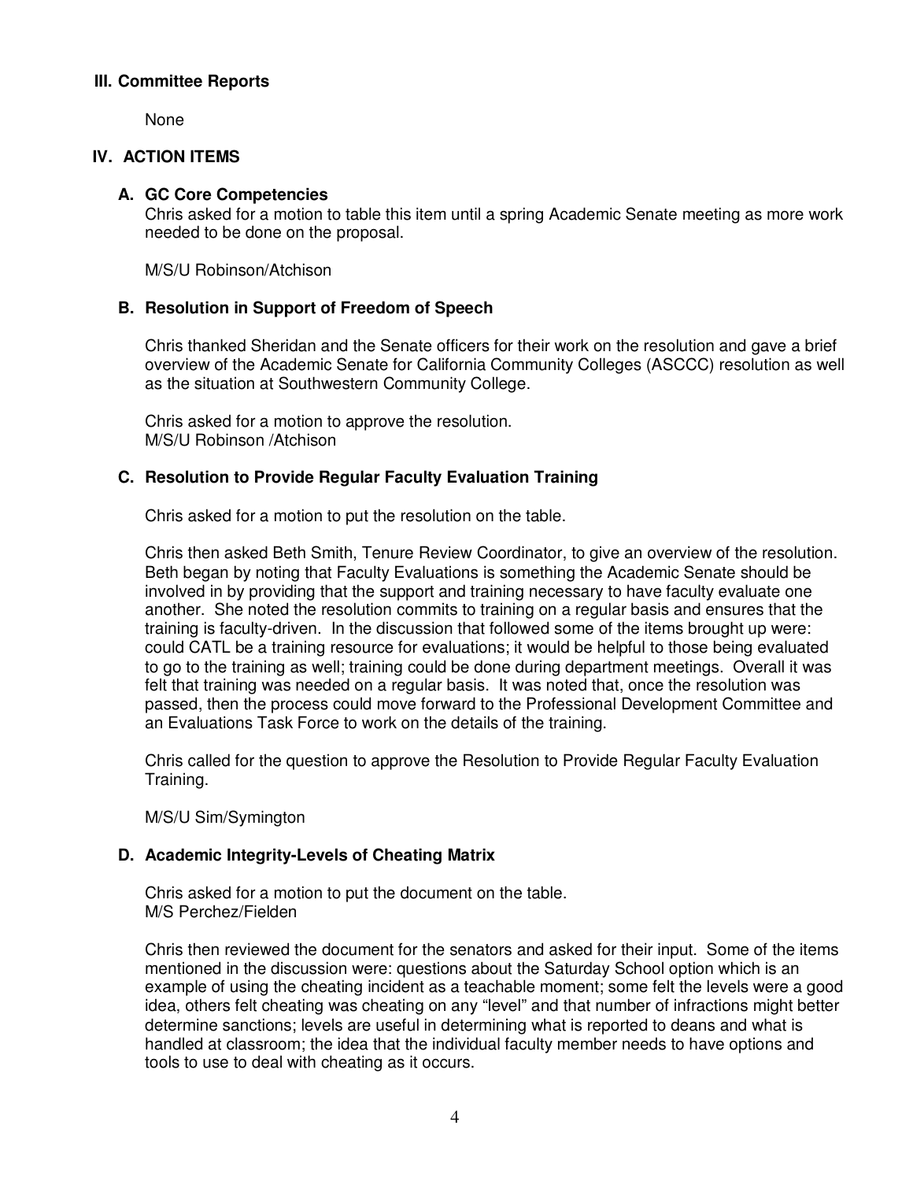## III. Committee Reports

None

## IV. ACTION ITEMS

### A. GC Core Competencies

Chris asked for a motion to table this item until a spring Academic Senate meeting as more work needed to be done on the proposal.

M/S/U Robinson/Atchison

### B. Resolution in Support of Freedom of Speech

Chris thanked Sheridan and the Senate officers for their work on the resolution and gave a brief overview of the Academic Senate for California Community Colleges (ASCCC) resolution as well as the situation at Southwestern Community College.

Chris asked for a motion to approve the resolution.
M/S/U Robinson /Atchison

### C. Resolution to Provide Regular Faculty Evaluation Training

Chris asked for a motion to put the resolution on the table.

Chris then asked Beth Smith, Tenure Review Coordinator, to give an overview of the resolution. Beth began by noting that Faculty Evaluations is something the Academic Senate should be involved in by providing that the support and training necessary to have faculty evaluate one another. She noted the resolution commits to training on a regular basis and ensures that the training is faculty-driven. In the discussion that followed some of the items brought up were: could CATL be a training resource for evaluations; it would be helpful to those being evaluated to go to the training as well; training could be done during department meetings. Overall it was felt that training was needed on a regular basis. It was noted that, once the resolution was passed, then the process could move forward to the Professional Development Committee and an Evaluations Task Force to work on the details of the training.

Chris called for the question to approve the Resolution to Provide Regular Faculty Evaluation Training.

M/S/U Sim/Symington

### D. Academic Integrity-Levels of Cheating Matrix

Chris asked for a motion to put the document on the table.
M/S Perchez/Fielden

Chris then reviewed the document for the senators and asked for their input. Some of the items mentioned in the discussion were: questions about the Saturday School option which is an example of using the cheating incident as a teachable moment; some felt the levels were a good idea, others felt cheating was cheating on any "level" and that number of infractions might better determine sanctions; levels are useful in determining what is reported to deans and what is handled at classroom; the idea that the individual faculty member needs to have options and tools to use to deal with cheating as it occurs.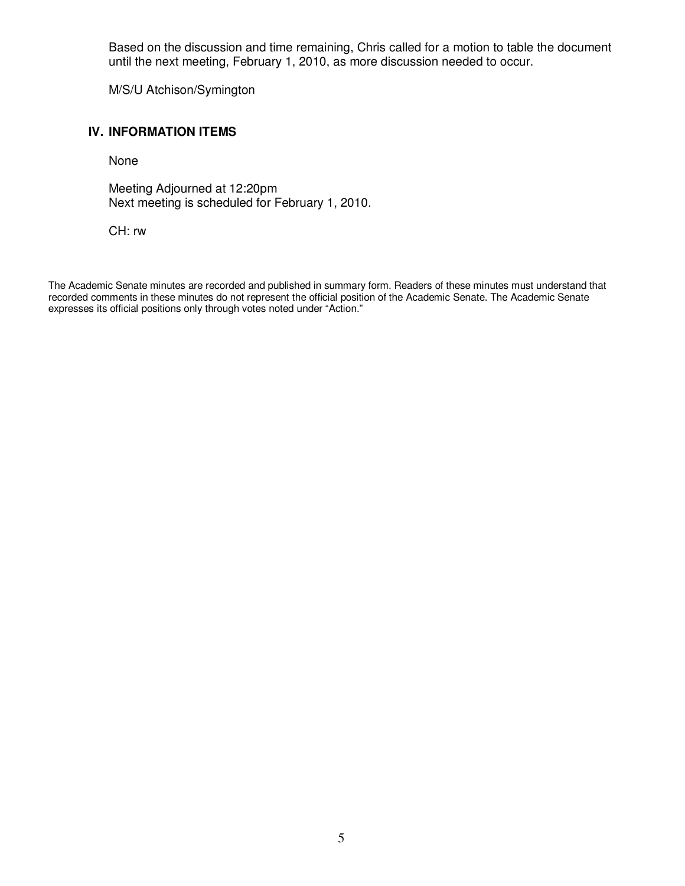Based on the discussion and time remaining, Chris called for a motion to table the document until the next meeting, February 1, 2010, as more discussion needed to occur.

M/S/U Atchison/Symington

## IV. INFORMATION ITEMS

None

Meeting Adjourned at 12:20pm
Next meeting is scheduled for February 1, 2010.

CH: rw

The Academic Senate minutes are recorded and published in summary form. Readers of these minutes must understand that recorded comments in these minutes do not represent the official position of the Academic Senate. The Academic Senate expresses its official positions only through votes noted under "Action."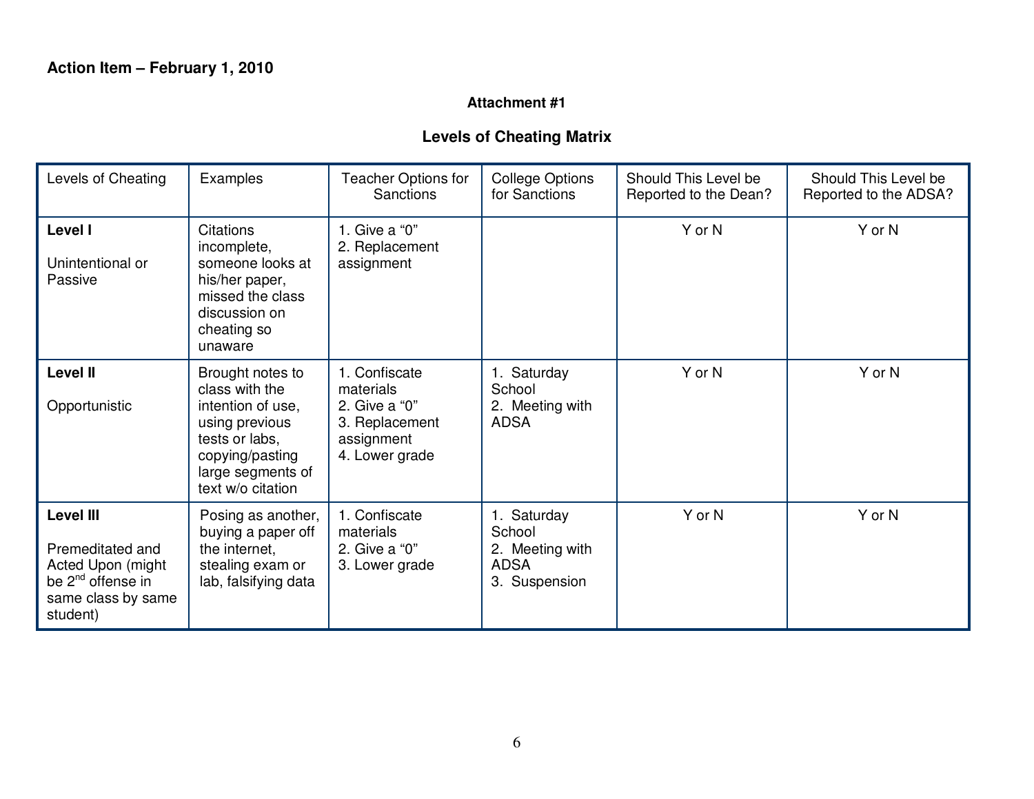**Action Item – February 1, 2010**

**Attachment #1**

## Levels of Cheating Matrix

| Levels of Cheating | Examples | Teacher Options for Sanctions | College Options for Sanctions | Should This Level be Reported to the Dean? | Should This Level be Reported to the ADSA? |
|---|---|---|---|---|---|
| **Level I**<br><br>Unintentional or Passive | Citations incomplete, someone looks at his/her paper, missed the class discussion on cheating so unaware | 1. Give a "0"<br>2. Replacement assignment | | Y or N | Y or N |
| **Level II**<br><br>Opportunistic | Brought notes to class with the intention of use, using previous tests or labs, copying/pasting large segments of text w/o citation | 1. Confiscate materials<br>2. Give a "0"<br>3. Replacement assignment<br>4. Lower grade | 1. Saturday School<br>2. Meeting with ADSA | Y or N | Y or N |
| **Level III**<br><br>Premeditated and Acted Upon (might be 2nd offense in same class by same student) | Posing as another, buying a paper off the internet, stealing exam or lab, falsifying data | 1. Confiscate materials<br>2. Give a "0"<br>3. Lower grade | 1. Saturday School<br>2. Meeting with ADSA<br>3. Suspension | Y or N | Y or N |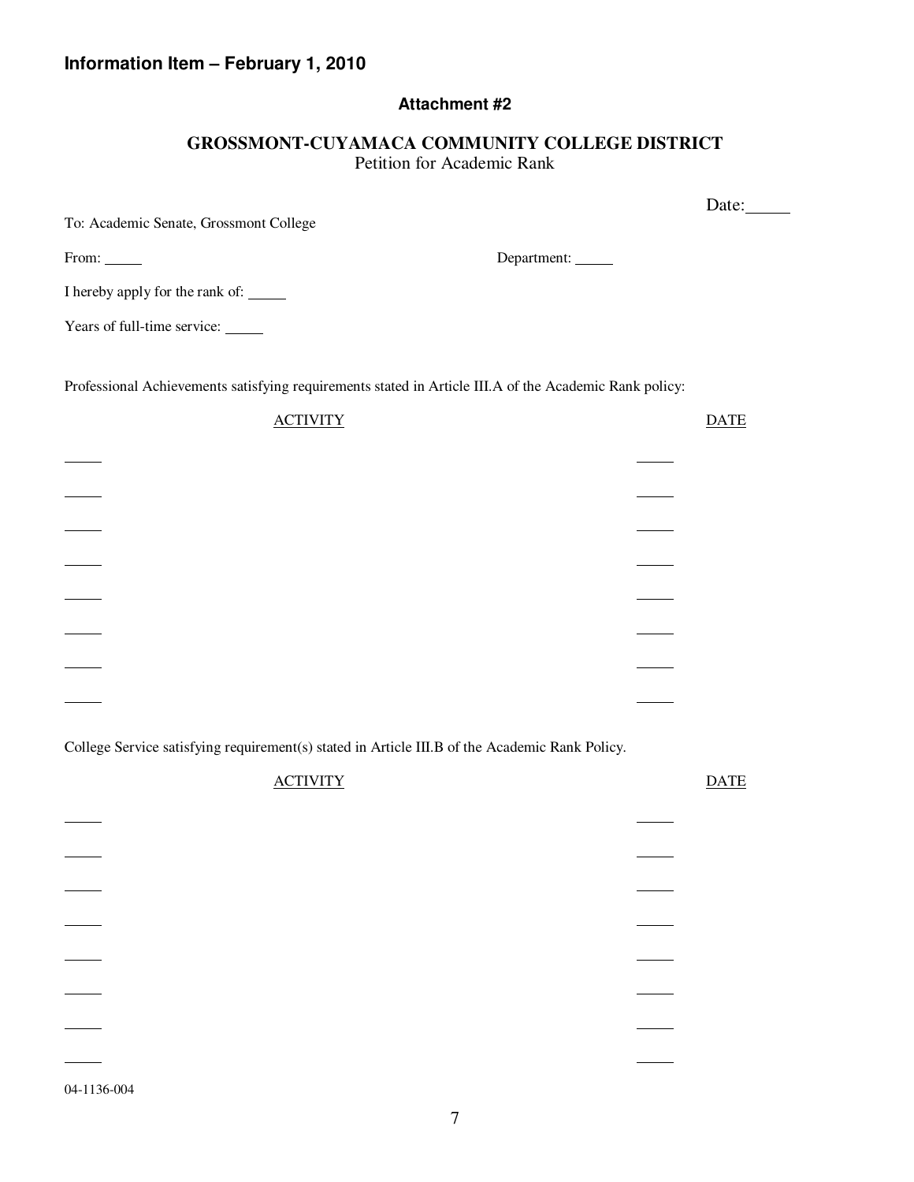**Information Item – February 1, 2010**

**Attachment #2**

**GROSSMONT-CUYAMACA COMMUNITY COLLEGE DISTRICT**
Petition for Academic Rank

Date:_____

To: Academic Senate, Grossmont College

From: _____ Department: _____

I hereby apply for the rank of: _____

Years of full-time service: _____

Professional Achievements satisfying requirements stated in Article III.A of the Academic Rank policy:

| ACTIVITY | DATE |
| --- | --- |
| _____ | _____ |
| _____ | _____ |
| _____ | _____ |
| _____ | _____ |
| _____ | _____ |
| _____ | _____ |
| _____ | _____ |
| _____ | _____ |

College Service satisfying requirement(s) stated in Article III.B of the Academic Rank Policy.

| ACTIVITY | DATE |
| --- | --- |
| _____ | _____ |
| _____ | _____ |
| _____ | _____ |
| _____ | _____ |
| _____ | _____ |
| _____ | _____ |
| _____ | _____ |
| _____ | _____ |

04-1136-004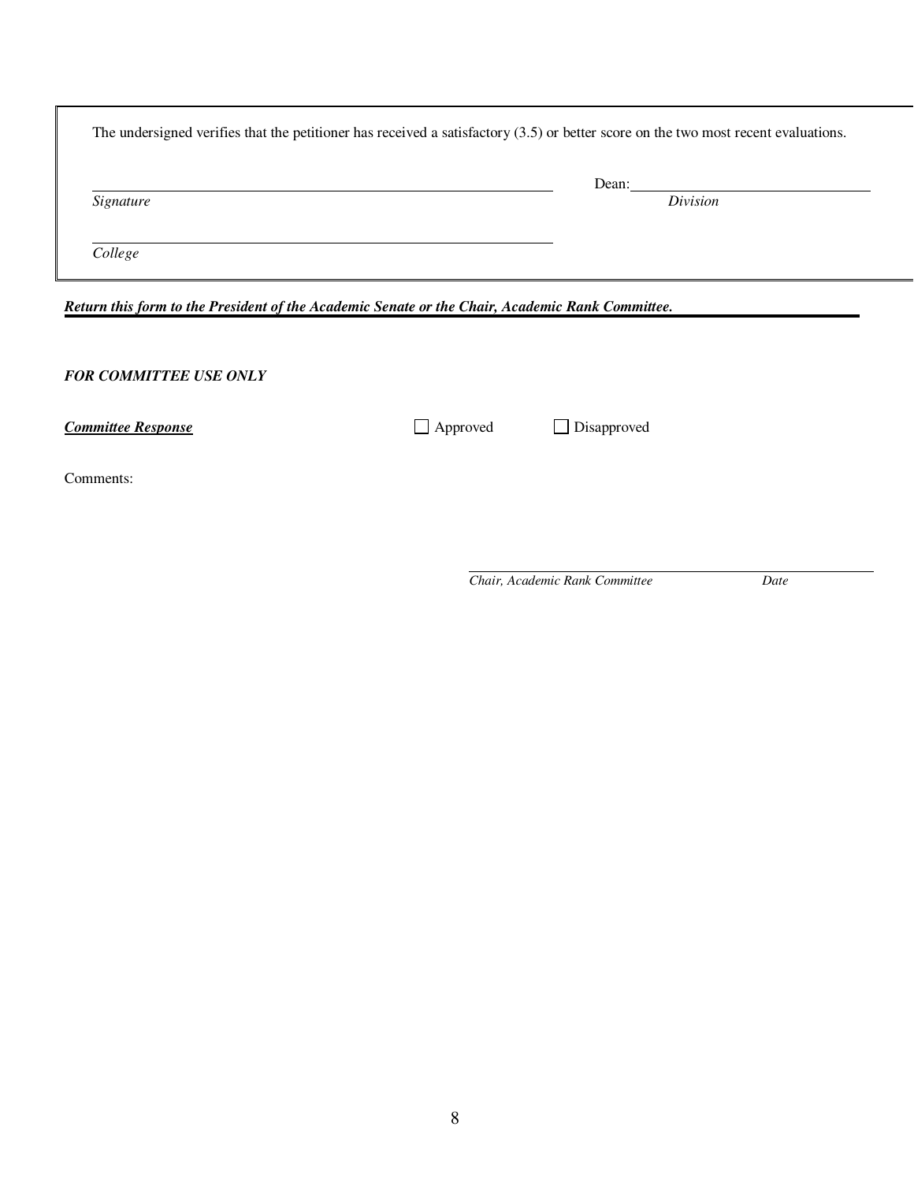The undersigned verifies that the petitioner has received a satisfactory (3.5) or better score on the two most recent evaluations.

\_\_\_\_\_\_\_\_\_\_\_\_\_\_\_\_\_\_\_\_\_\_\_\_\_\_\_\_\_\_\_\_ Dean: \_\_\_\_\_\_\_\_\_\_\_\_\_\_\_\_\_\_\_\_

*Signature* *Division*

\_\_\_\_\_\_\_\_\_\_\_\_\_\_\_\_\_\_\_\_\_\_\_\_\_\_\_\_\_\_\_\_

*College*

***Return this form to the President of the Academic Senate or the Chair, Academic Rank Committee.***

***FOR COMMITTEE USE ONLY***

***Committee Response*** ☐ Approved ☐ Disapproved

Comments:

\_\_\_\_\_\_\_\_\_\_\_\_\_\_\_\_\_\_\_\_\_\_\_\_\_\_\_\_\_\_\_\_

*Chair, Academic Rank Committee* *Date*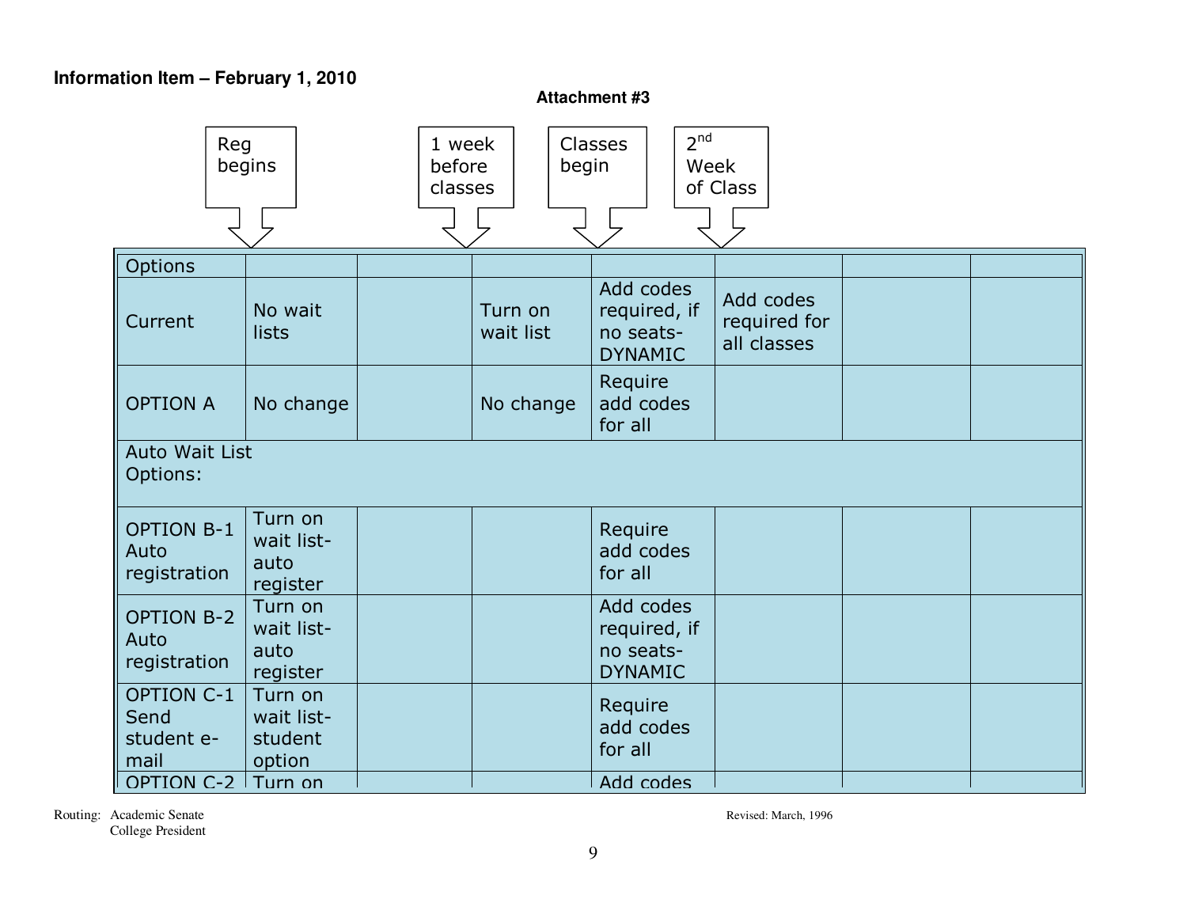**Information Item – February 1, 2010**

**Attachment #3**

| Options | Reg begins | | 1 week before classes | Classes begin | 2nd Week of Class | | |
|---|---|---|---|---|---|---|---|
| Current | No wait lists | | Turn on wait list | Add codes required, if no seats-DYNAMIC | Add codes required for all classes | | |
| OPTION A | No change | | No change | Require add codes for all | | | |
| Auto Wait List Options: | | | | | | | |
| OPTION B-1 Auto registration | Turn on wait list-auto register | | | Require add codes for all | | | |
| OPTION B-2 Auto registration | Turn on wait list-auto register | | | Add codes required, if no seats-DYNAMIC | | | |
| OPTION C-1 Send student e-mail | Turn on wait list-student option | | | Require add codes for all | | | |
| OPTION C-2 | Turn on | | | Add codes | | | |

Routing: Academic Senate
College President

Revised: March, 1996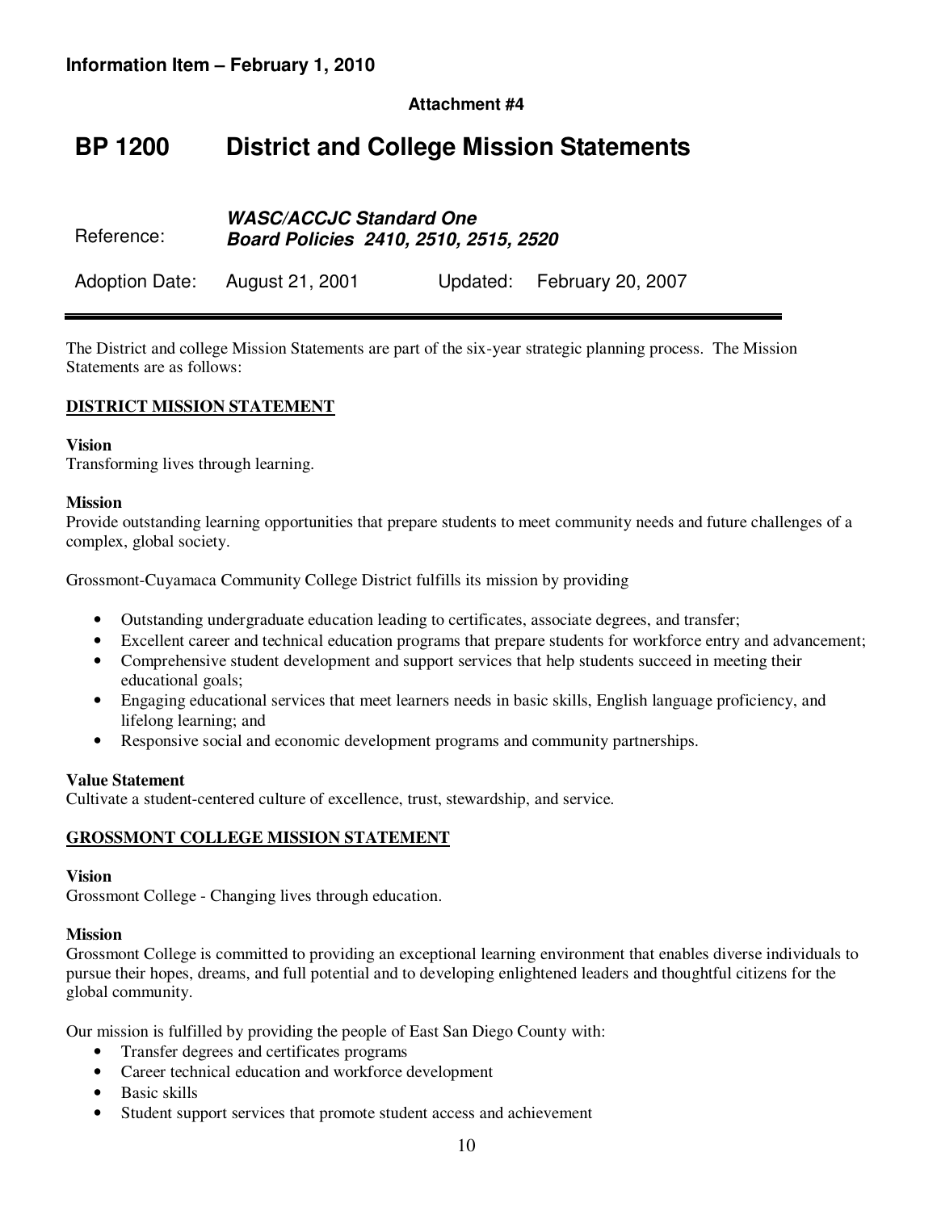**Information Item – February 1, 2010**

**Attachment #4**

# BP 1200 District and College Mission Statements

| | | | |
|---|---|---|---|
| Reference: | ***WASC/ACCJC Standard One*** ***Board Policies 2410, 2510, 2515, 2520*** | | |
| Adoption Date: | August 21, 2001 | Updated: | February 20, 2007 |

---

The District and college Mission Statements are part of the six-year strategic planning process. The Mission Statements are as follows:

## DISTRICT MISSION STATEMENT

**Vision**
Transforming lives through learning.

**Mission**
Provide outstanding learning opportunities that prepare students to meet community needs and future challenges of a complex, global society.

Grossmont-Cuyamaca Community College District fulfills its mission by providing

- Outstanding undergraduate education leading to certificates, associate degrees, and transfer;
- Excellent career and technical education programs that prepare students for workforce entry and advancement;
- Comprehensive student development and support services that help students succeed in meeting their educational goals;
- Engaging educational services that meet learners needs in basic skills, English language proficiency, and lifelong learning; and
- Responsive social and economic development programs and community partnerships.

**Value Statement**
Cultivate a student-centered culture of excellence, trust, stewardship, and service.

## GROSSMONT COLLEGE MISSION STATEMENT

**Vision**
Grossmont College - Changing lives through education.

**Mission**
Grossmont College is committed to providing an exceptional learning environment that enables diverse individuals to pursue their hopes, dreams, and full potential and to developing enlightened leaders and thoughtful citizens for the global community.

Our mission is fulfilled by providing the people of East San Diego County with:

- Transfer degrees and certificates programs
- Career technical education and workforce development
- Basic skills
- Student support services that promote student access and achievement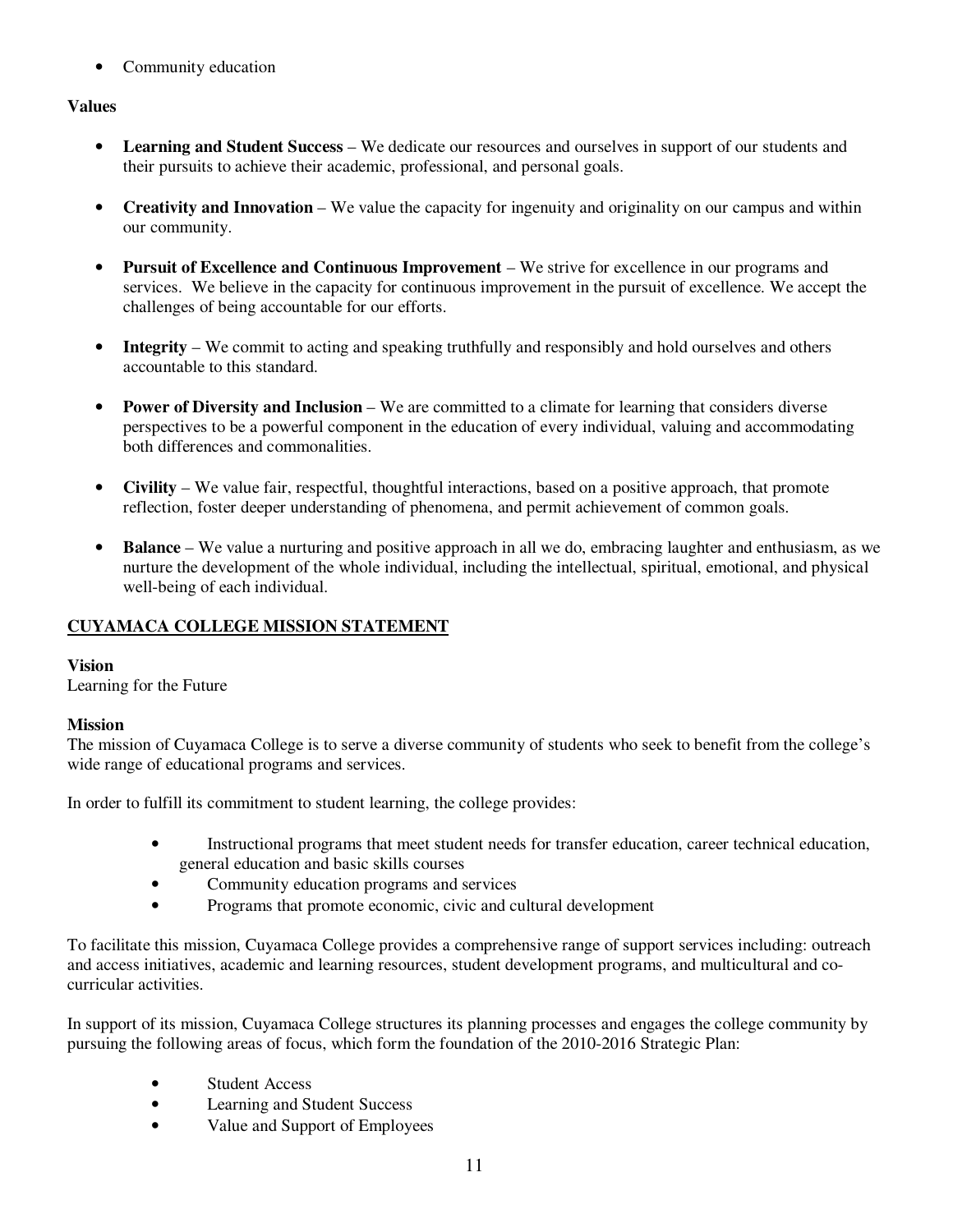- Community education

**Values**

- **Learning and Student Success** – We dedicate our resources and ourselves in support of our students and their pursuits to achieve their academic, professional, and personal goals.

- **Creativity and Innovation** – We value the capacity for ingenuity and originality on our campus and within our community.

- **Pursuit of Excellence and Continuous Improvement** – We strive for excellence in our programs and services. We believe in the capacity for continuous improvement in the pursuit of excellence. We accept the challenges of being accountable for our efforts.

- **Integrity** – We commit to acting and speaking truthfully and responsibly and hold ourselves and others accountable to this standard.

- **Power of Diversity and Inclusion** – We are committed to a climate for learning that considers diverse perspectives to be a powerful component in the education of every individual, valuing and accommodating both differences and commonalities.

- **Civility** – We value fair, respectful, thoughtful interactions, based on a positive approach, that promote reflection, foster deeper understanding of phenomena, and permit achievement of common goals.

- **Balance** – We value a nurturing and positive approach in all we do, embracing laughter and enthusiasm, as we nurture the development of the whole individual, including the intellectual, spiritual, emotional, and physical well-being of each individual.

## CUYAMACA COLLEGE MISSION STATEMENT

**Vision**

Learning for the Future

**Mission**

The mission of Cuyamaca College is to serve a diverse community of students who seek to benefit from the college's wide range of educational programs and services.

In order to fulfill its commitment to student learning, the college provides:

- Instructional programs that meet student needs for transfer education, career technical education, general education and basic skills courses
- Community education programs and services
- Programs that promote economic, civic and cultural development

To facilitate this mission, Cuyamaca College provides a comprehensive range of support services including: outreach and access initiatives, academic and learning resources, student development programs, and multicultural and co-curricular activities.

In support of its mission, Cuyamaca College structures its planning processes and engages the college community by pursuing the following areas of focus, which form the foundation of the 2010-2016 Strategic Plan:

- Student Access
- Learning and Student Success
- Value and Support of Employees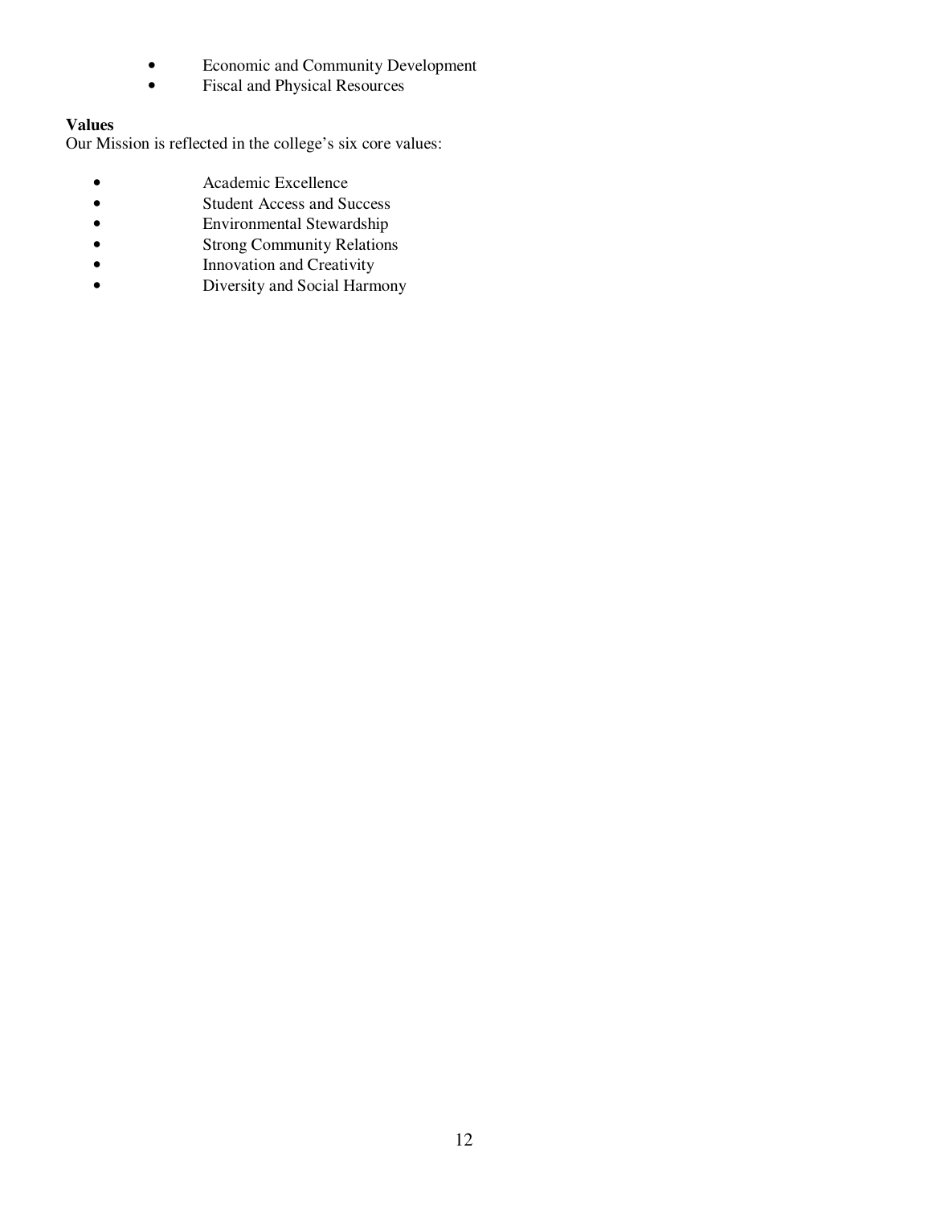- Economic and Community Development
- Fiscal and Physical Resources

**Values**

Our Mission is reflected in the college's six core values:

- Academic Excellence
- Student Access and Success
- Environmental Stewardship
- Strong Community Relations
- Innovation and Creativity
- Diversity and Social Harmony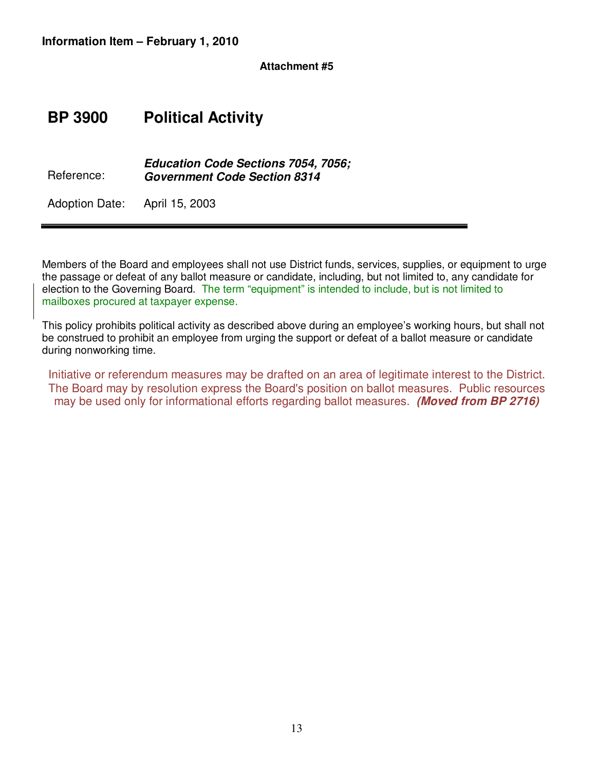**Information Item – February 1, 2010**

**Attachment #5**

# BP 3900 Political Activity

Reference: ***Education Code Sections 7054, 7056; Government Code Section 8314***

Adoption Date: April 15, 2003

---

Members of the Board and employees shall not use District funds, services, supplies, or equipment to urge the passage or defeat of any ballot measure or candidate, including, but not limited to, any candidate for election to the Governing Board. The term "equipment" is intended to include, but is not limited to mailboxes procured at taxpayer expense.

This policy prohibits political activity as described above during an employee's working hours, but shall not be construed to prohibit an employee from urging the support or defeat of a ballot measure or candidate during nonworking time.

Initiative or referendum measures may be drafted on an area of legitimate interest to the District. The Board may by resolution express the Board's position on ballot measures. Public resources may be used only for informational efforts regarding ballot measures. ***(Moved from BP 2716)***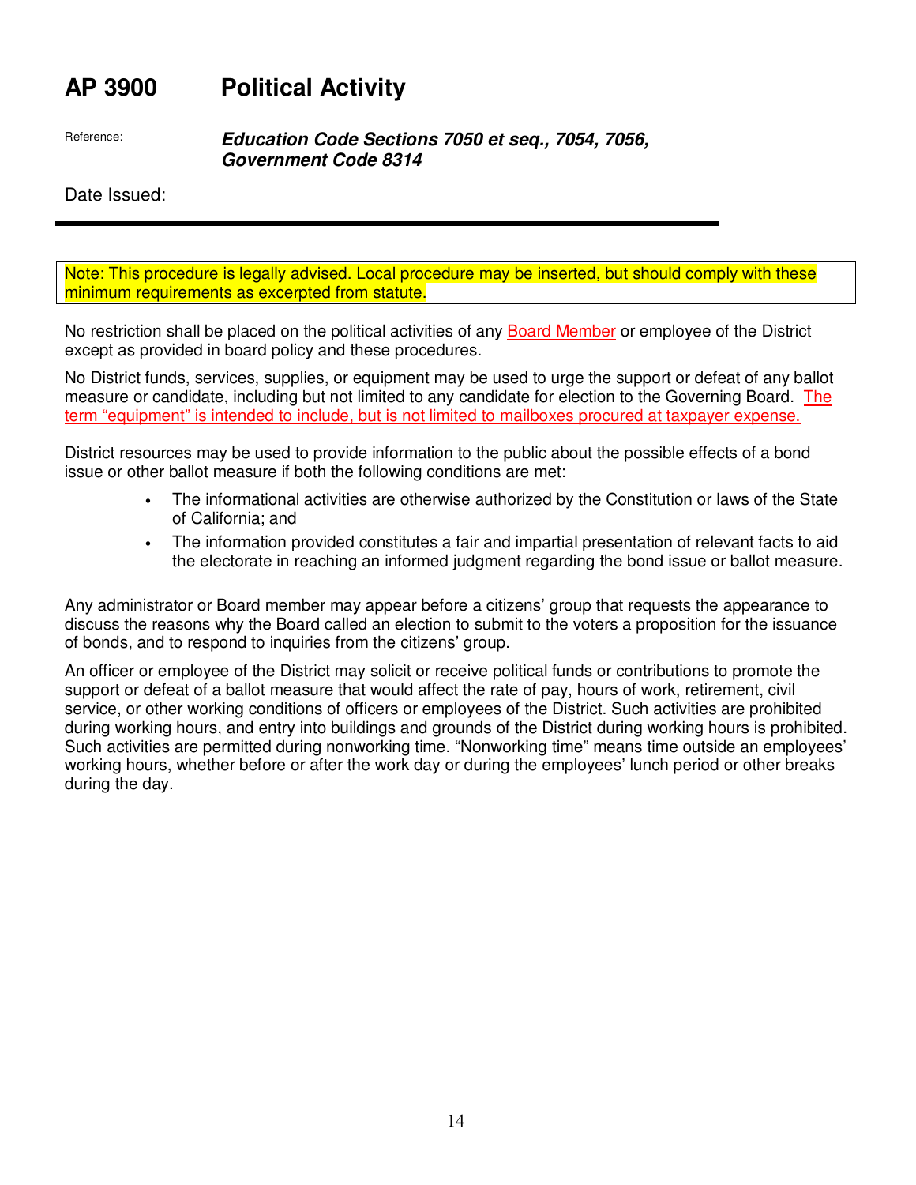# AP 3900 Political Activity

Reference: ***Education Code Sections 7050 et seq., 7054, 7056, Government Code 8314***

Date Issued:

---

Note: This procedure is legally advised. Local procedure may be inserted, but should comply with these minimum requirements as excerpted from statute.

No restriction shall be placed on the political activities of any Board Member or employee of the District except as provided in board policy and these procedures.

No District funds, services, supplies, or equipment may be used to urge the support or defeat of any ballot measure or candidate, including but not limited to any candidate for election to the Governing Board. The term "equipment" is intended to include, but is not limited to mailboxes procured at taxpayer expense.

District resources may be used to provide information to the public about the possible effects of a bond issue or other ballot measure if both the following conditions are met:

- The informational activities are otherwise authorized by the Constitution or laws of the State of California; and
- The information provided constitutes a fair and impartial presentation of relevant facts to aid the electorate in reaching an informed judgment regarding the bond issue or ballot measure.

Any administrator or Board member may appear before a citizens' group that requests the appearance to discuss the reasons why the Board called an election to submit to the voters a proposition for the issuance of bonds, and to respond to inquiries from the citizens' group.

An officer or employee of the District may solicit or receive political funds or contributions to promote the support or defeat of a ballot measure that would affect the rate of pay, hours of work, retirement, civil service, or other working conditions of officers or employees of the District. Such activities are prohibited during working hours, and entry into buildings and grounds of the District during working hours is prohibited. Such activities are permitted during nonworking time. "Nonworking time" means time outside an employees' working hours, whether before or after the work day or during the employees' lunch period or other breaks during the day.